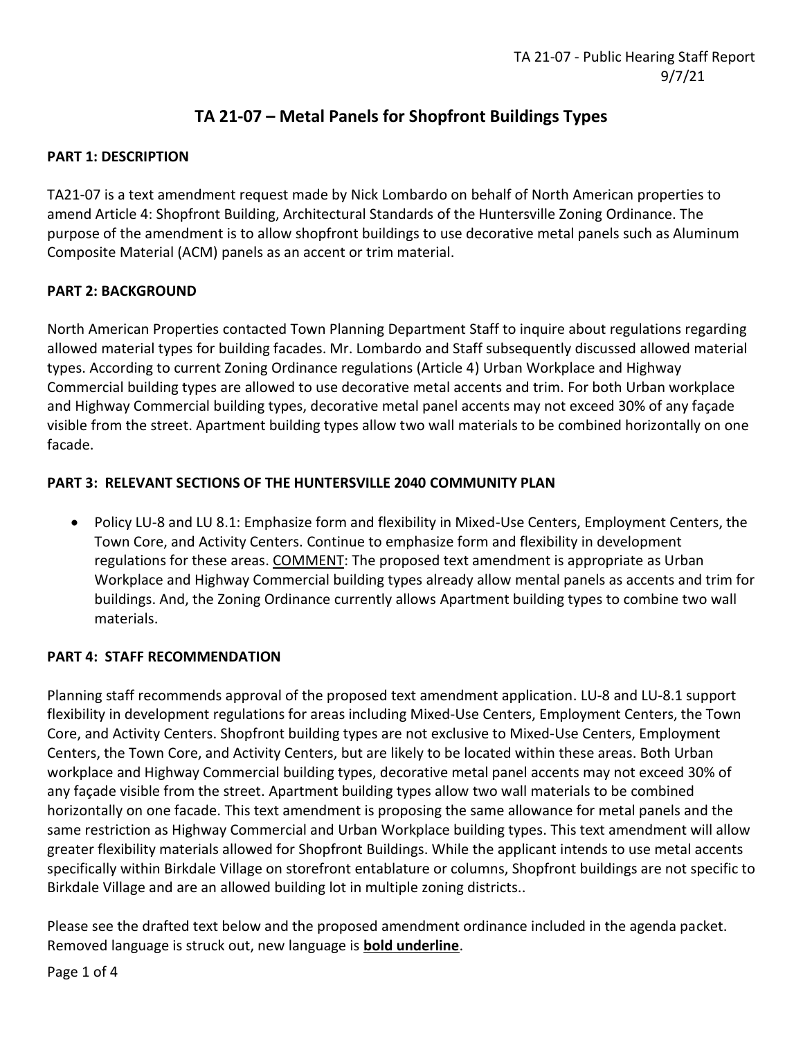# TA 21-07 – Metal Panels for Shopfront Buildings Types

## PART 1: DESCRIPTION

TA21-07 is a text amendment request made by Nick Lombardo on behalf of North American properties to amend Article 4: Shopfront Building, Architectural Standards of the Huntersville Zoning Ordinance. The purpose of the amendment is to allow shopfront buildings to use decorative metal panels such as Aluminum Composite Material (ACM) panels as an accent or trim material.

## PART 2: BACKGROUND

North American Properties contacted Town Planning Department Staff to inquire about regulations regarding allowed material types for building facades. Mr. Lombardo and Staff subsequently discussed allowed material types. According to current Zoning Ordinance regulations (Article 4) Urban Workplace and Highway Commercial building types are allowed to use decorative metal accents and trim. For both Urban workplace and Highway Commercial building types, decorative metal panel accents may not exceed 30% of any façade visible from the street. Apartment building types allow two wall materials to be combined horizontally on one facade.

## PART 3: RELEVANT SECTIONS OF THE HUNTERSVILLE 2040 COMMUNITY PLAN

- Policy LU-8 and LU 8.1: Emphasize form and flexibility in Mixed-Use Centers, Employment Centers, the Town Core, and Activity Centers. Continue to emphasize form and flexibility in development regulations for these areas. <u>COMMENT</u>: The proposed text amendment is appropriate as Urban Workplace and Highway Commercial building types already allow mental panels as accents and trim for buildings. And, the Zoning Ordinance currently allows Apartment building types to combine two wall materials.

## PART 4: STAFF RECOMMENDATION

Planning staff recommends approval of the proposed text amendment application. LU-8 and LU-8.1 support flexibility in development regulations for areas including Mixed-Use Centers, Employment Centers, the Town Core, and Activity Centers. Shopfront building types are not exclusive to Mixed-Use Centers, Employment Centers, the Town Core, and Activity Centers, but are likely to be located within these areas. Both Urban workplace and Highway Commercial building types, decorative metal panel accents may not exceed 30% of any façade visible from the street. Apartment building types allow two wall materials to be combined horizontally on one facade. This text amendment is proposing the same allowance for metal panels and the same restriction as Highway Commercial and Urban Workplace building types. This text amendment will allow greater flexibility materials allowed for Shopfront Buildings. While the applicant intends to use metal accents specifically within Birkdale Village on storefront entablature or columns, Shopfront buildings are not specific to Birkdale Village and are an allowed building lot in multiple zoning districts..

Please see the drafted text below and the proposed amendment ordinance included in the agenda packet. Removed language is struck out, new language is **<u>bold underline</u>**.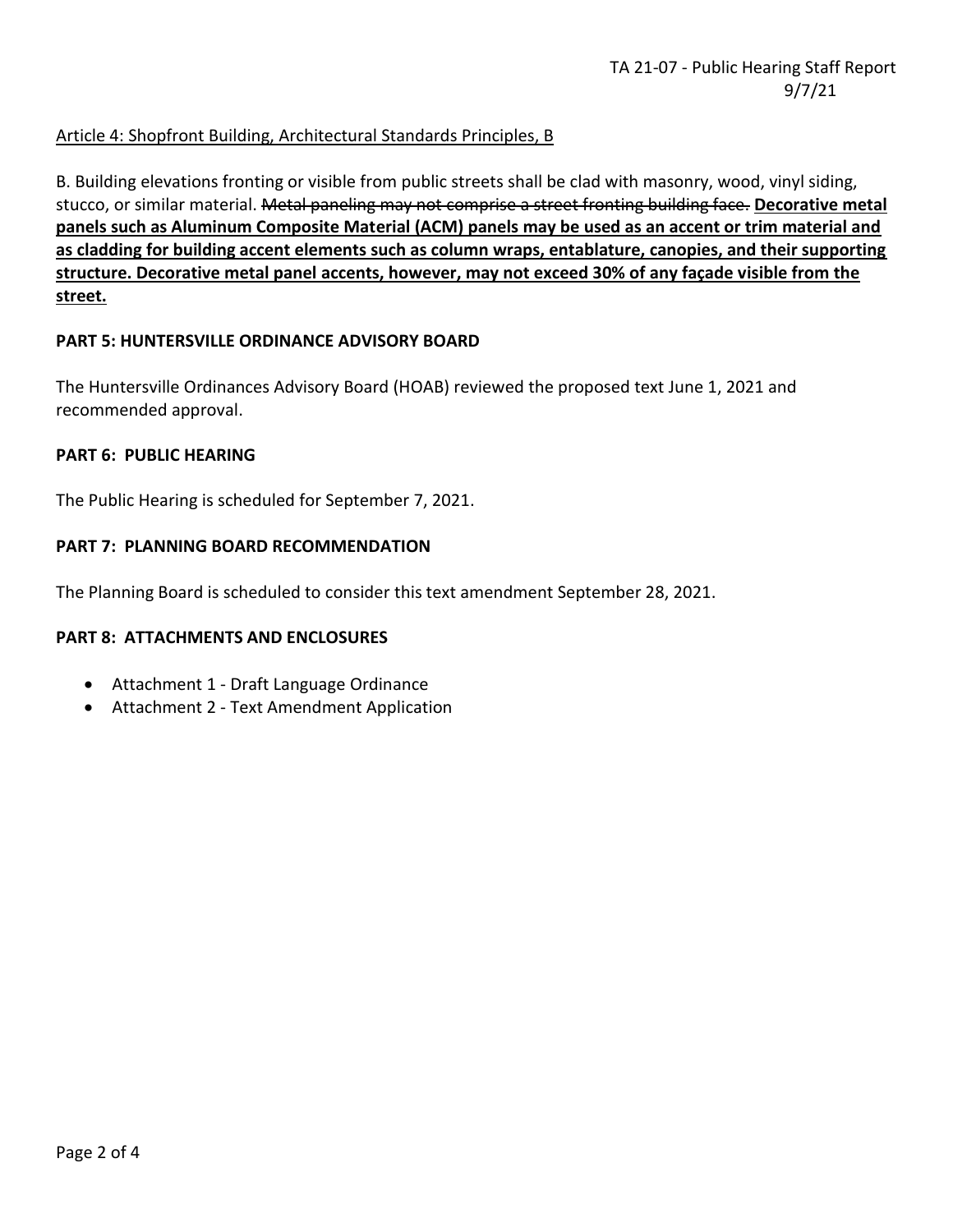Article 4: Shopfront Building, Architectural Standards Principles, B

B. Building elevations fronting or visible from public streets shall be clad with masonry, wood, vinyl siding, stucco, or similar material. ~~Metal paneling may not comprise a street fronting building face.~~ **Decorative metal panels such as Aluminum Composite Material (ACM) panels may be used as an accent or trim material and as cladding for building accent elements such as column wraps, entablature, canopies, and their supporting structure. Decorative metal panel accents, however, may not exceed 30% of any façade visible from the street.**

**PART 5: HUNTERSVILLE ORDINANCE ADVISORY BOARD**

The Huntersville Ordinances Advisory Board (HOAB) reviewed the proposed text June 1, 2021 and recommended approval.

**PART 6: PUBLIC HEARING**

The Public Hearing is scheduled for September 7, 2021.

**PART 7: PLANNING BOARD RECOMMENDATION**

The Planning Board is scheduled to consider this text amendment September 28, 2021.

**PART 8: ATTACHMENTS AND ENCLOSURES**

- Attachment 1 - Draft Language Ordinance
- Attachment 2 - Text Amendment Application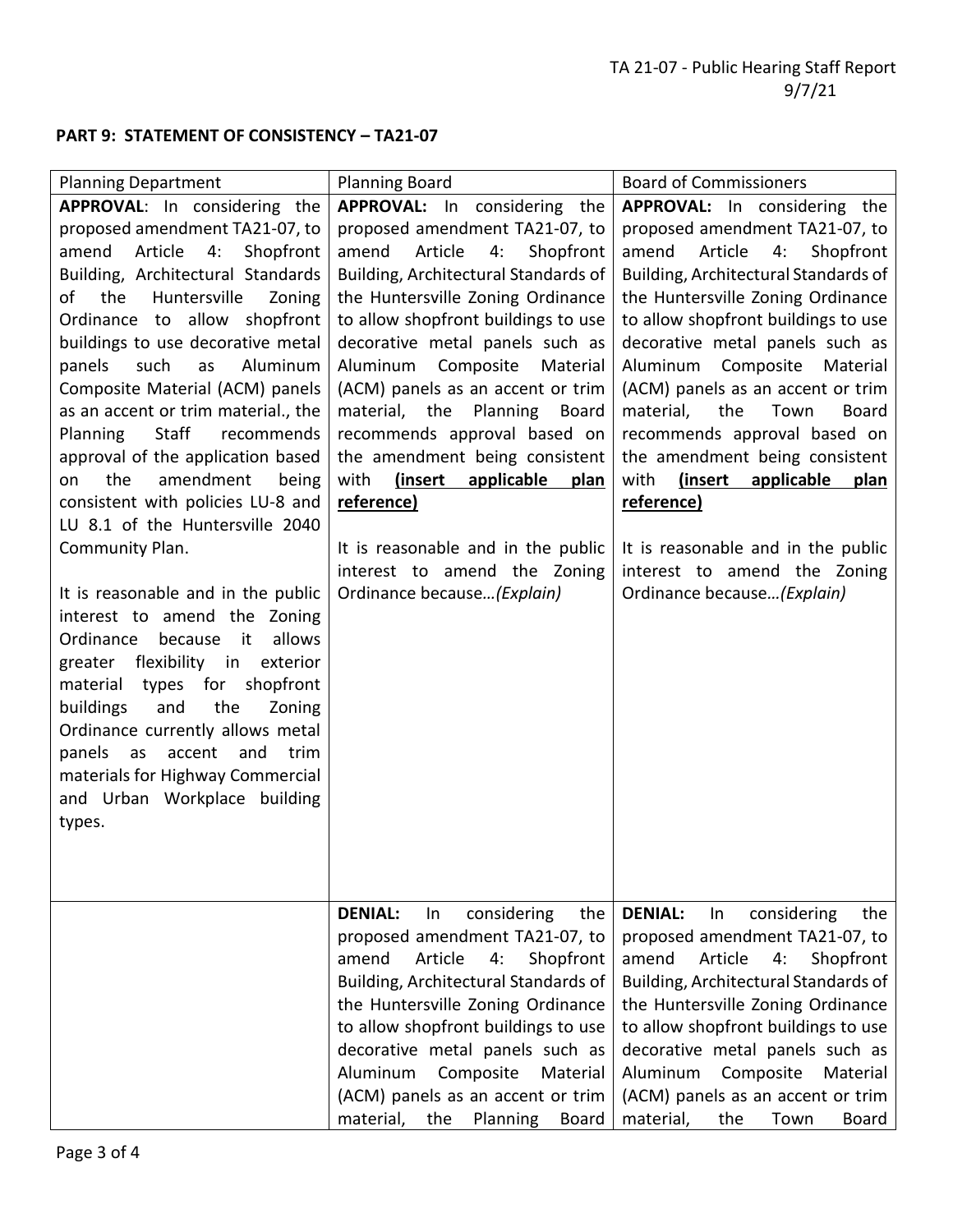## PART 9: STATEMENT OF CONSISTENCY – TA21-07

| Planning Department | Planning Board | Board of Commissioners |
|---|---|---|
| **APPROVAL**: In considering the proposed amendment TA21-07, to amend Article 4: Shopfront Building, Architectural Standards of the Huntersville Zoning Ordinance to allow shopfront buildings to use decorative metal panels such as Aluminum Composite Material (ACM) panels as an accent or trim material., the Planning Staff recommends approval of the application based on the amendment being consistent with policies LU-8 and LU 8.1 of the Huntersville 2040 Community Plan.<br><br>It is reasonable and in the public interest to amend the Zoning Ordinance because it allows greater flexibility in exterior material types for shopfront buildings and the Zoning Ordinance currently allows metal panels as accent and trim materials for Highway Commercial and Urban Workplace building types. | **APPROVAL:** In considering the proposed amendment TA21-07, to amend Article 4: Shopfront Building, Architectural Standards of the Huntersville Zoning Ordinance to allow shopfront buildings to use decorative metal panels such as Aluminum Composite Material (ACM) panels as an accent or trim material, the Planning Board recommends approval based on the amendment being consistent with **(insert applicable plan reference)**<br><br>It is reasonable and in the public interest to amend the Zoning Ordinance because…*(Explain)* | **APPROVAL:** In considering the proposed amendment TA21-07, to amend Article 4: Shopfront Building, Architectural Standards of the Huntersville Zoning Ordinance to allow shopfront buildings to use decorative metal panels such as Aluminum Composite Material (ACM) panels as an accent or trim material, the Town Board recommends approval based on the amendment being consistent with **(insert applicable plan reference)**<br><br>It is reasonable and in the public interest to amend the Zoning Ordinance because…*(Explain)* |
| | **DENIAL:** In considering the proposed amendment TA21-07, to amend Article 4: Shopfront Building, Architectural Standards of the Huntersville Zoning Ordinance to allow shopfront buildings to use decorative metal panels such as Aluminum Composite Material (ACM) panels as an accent or trim material, the Planning Board | **DENIAL:** In considering the proposed amendment TA21-07, to amend Article 4: Shopfront Building, Architectural Standards of the Huntersville Zoning Ordinance to allow shopfront buildings to use decorative metal panels such as Aluminum Composite Material (ACM) panels as an accent or trim material, the Town Board |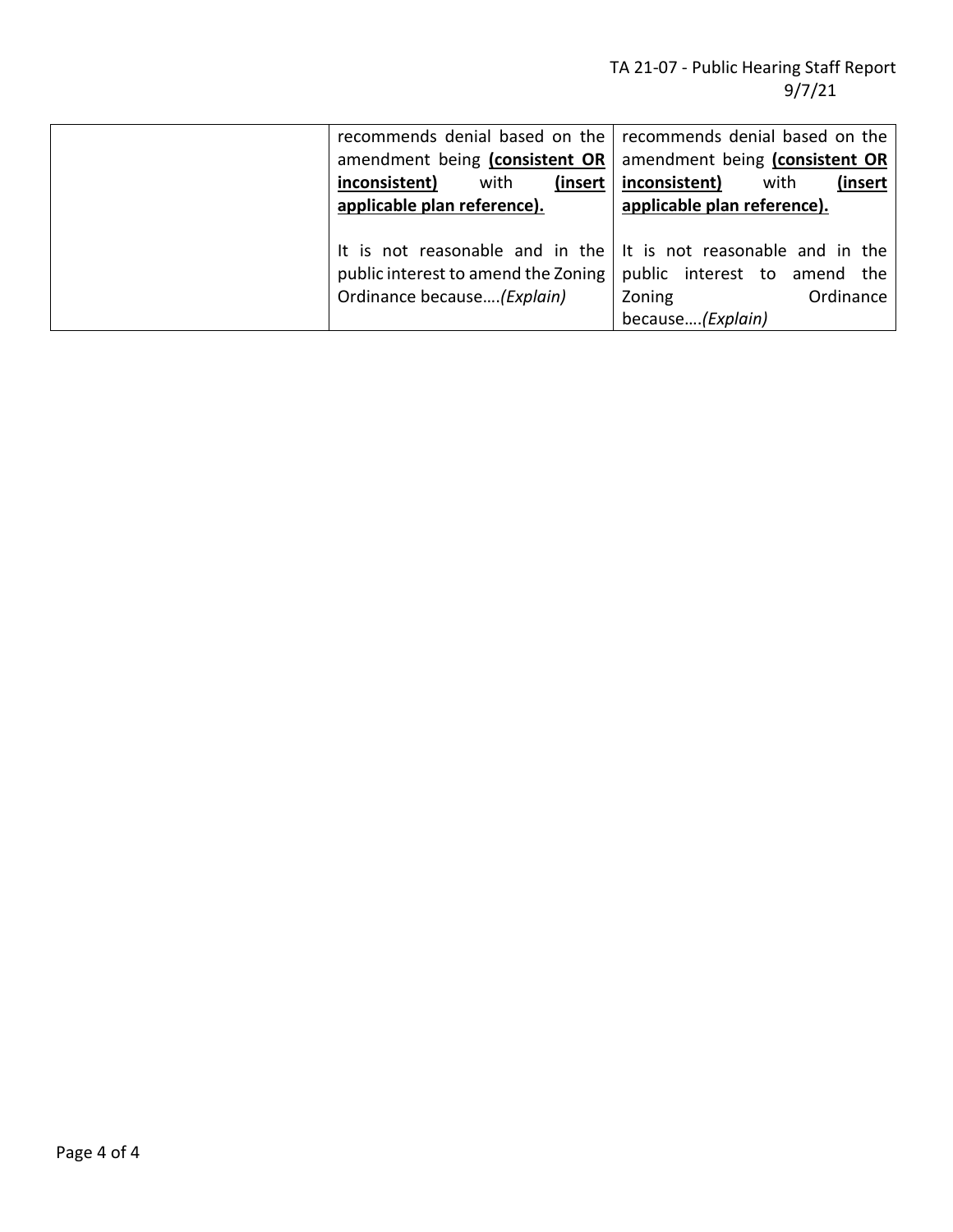| | | |
|---|---|---|
| | recommends denial based on the amendment being **(consistent OR inconsistent)** with **(insert applicable plan reference).**<br><br>It is not reasonable and in the public interest to amend the Zoning Ordinance because….*(Explain)* | recommends denial based on the amendment being **(consistent OR inconsistent)** with **(insert applicable plan reference).**<br><br>It is not reasonable and in the public interest to amend the Zoning Ordinance because….*(Explain)* |